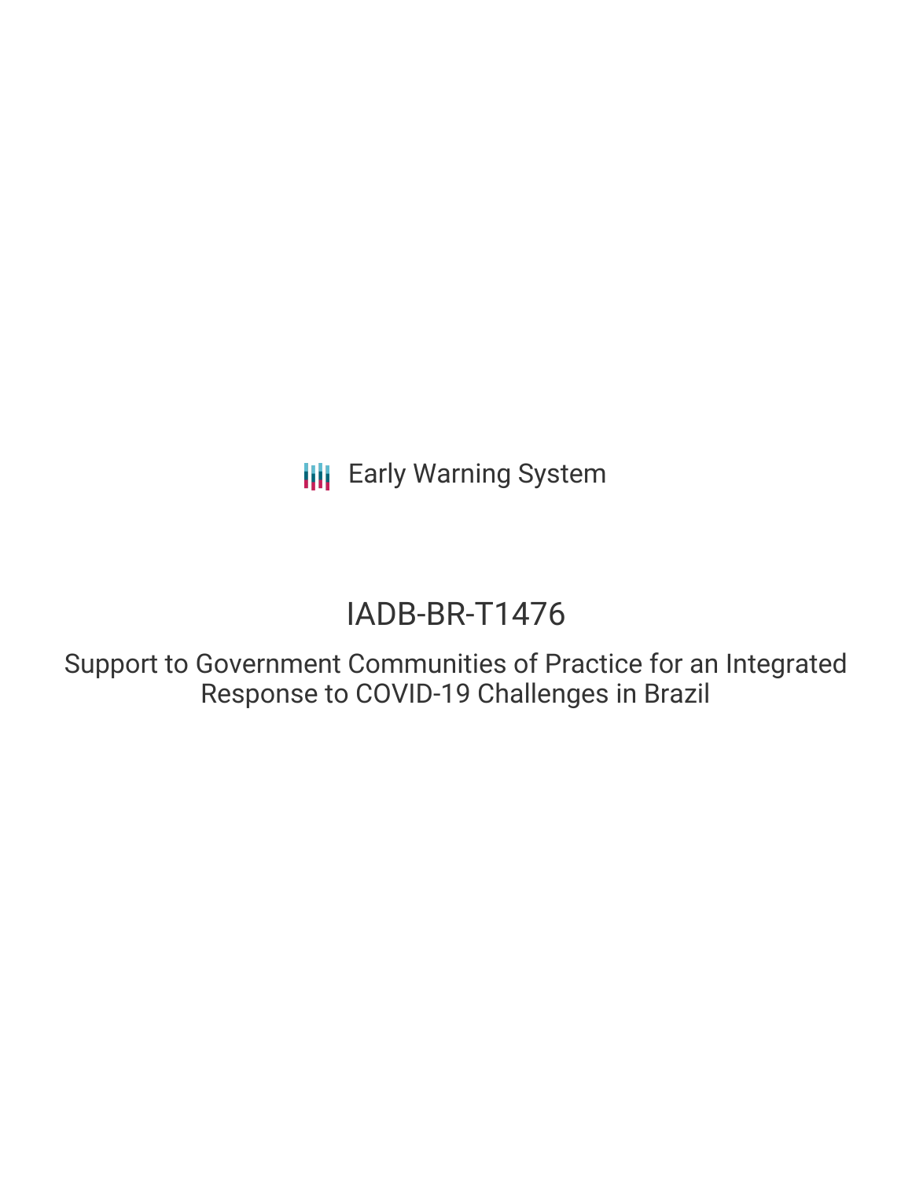Early Warning System

# IADB-BR-T1476

## Support to Government Communities of Practice for an Integrated Response to COVID-19 Challenges in Brazil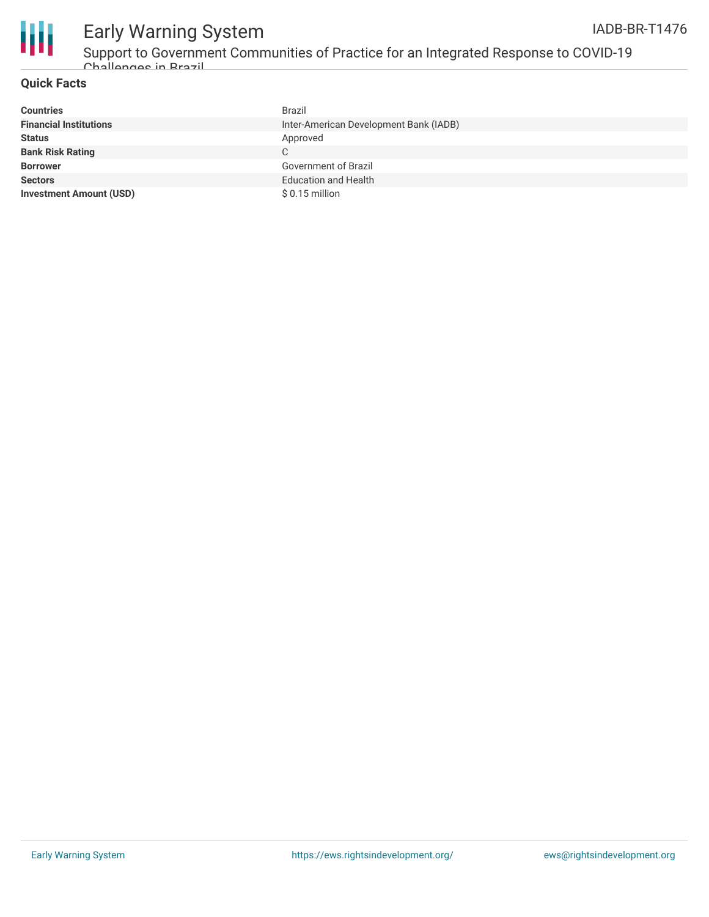## Quick Facts

| | |
|---|---|
| **Countries** | Brazil |
| **Financial Institutions** | Inter-American Development Bank (IADB) |
| **Status** | Approved |
| **Bank Risk Rating** | C |
| **Borrower** | Government of Brazil |
| **Sectors** | Education and Health |
| **Investment Amount (USD)** | $ 0.15 million |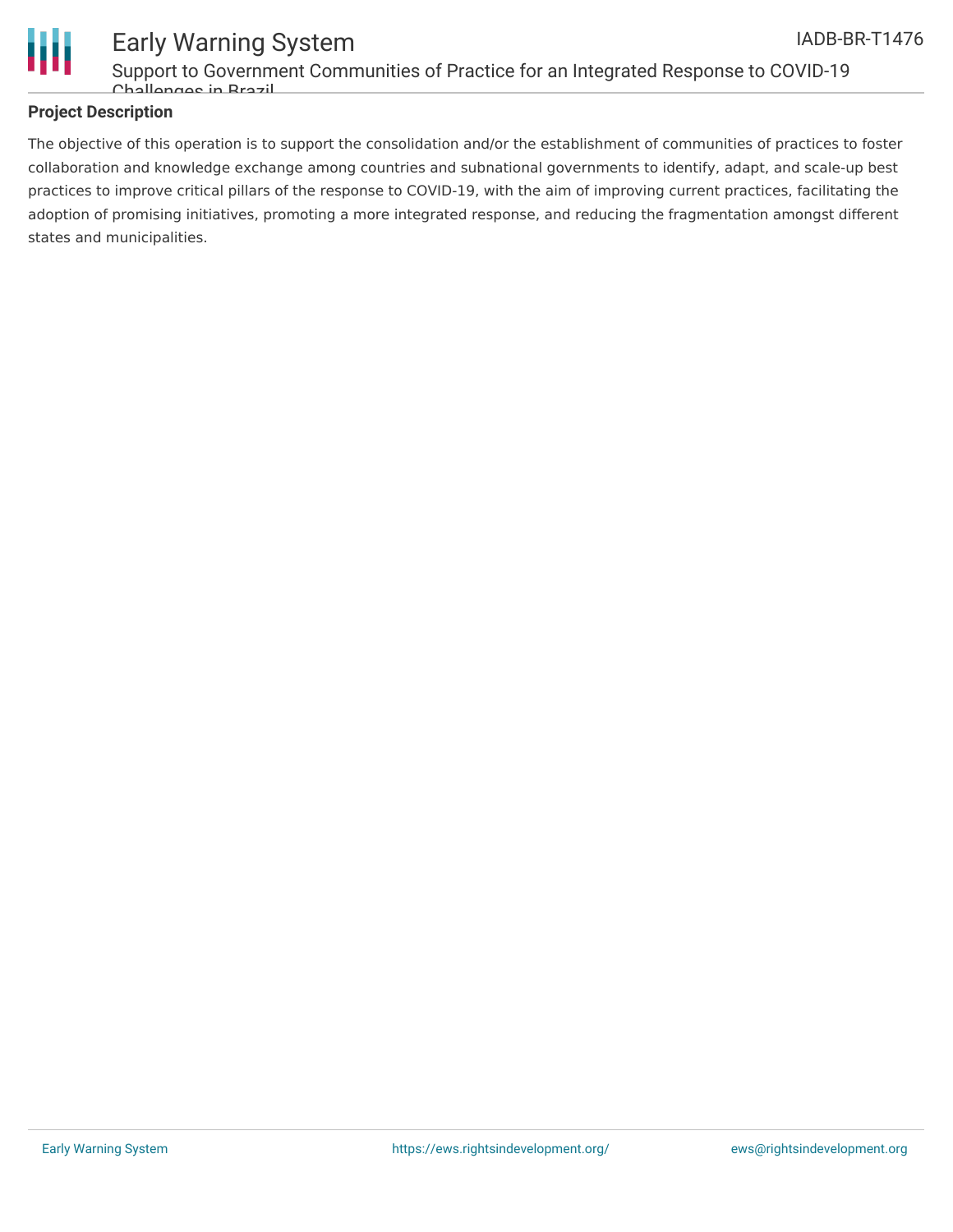## Project Description

The objective of this operation is to support the consolidation and/or the establishment of communities of practices to foster collaboration and knowledge exchange among countries and subnational governments to identify, adapt, and scale-up best practices to improve critical pillars of the response to COVID-19, with the aim of improving current practices, facilitating the adoption of promising initiatives, promoting a more integrated response, and reducing the fragmentation amongst different states and municipalities.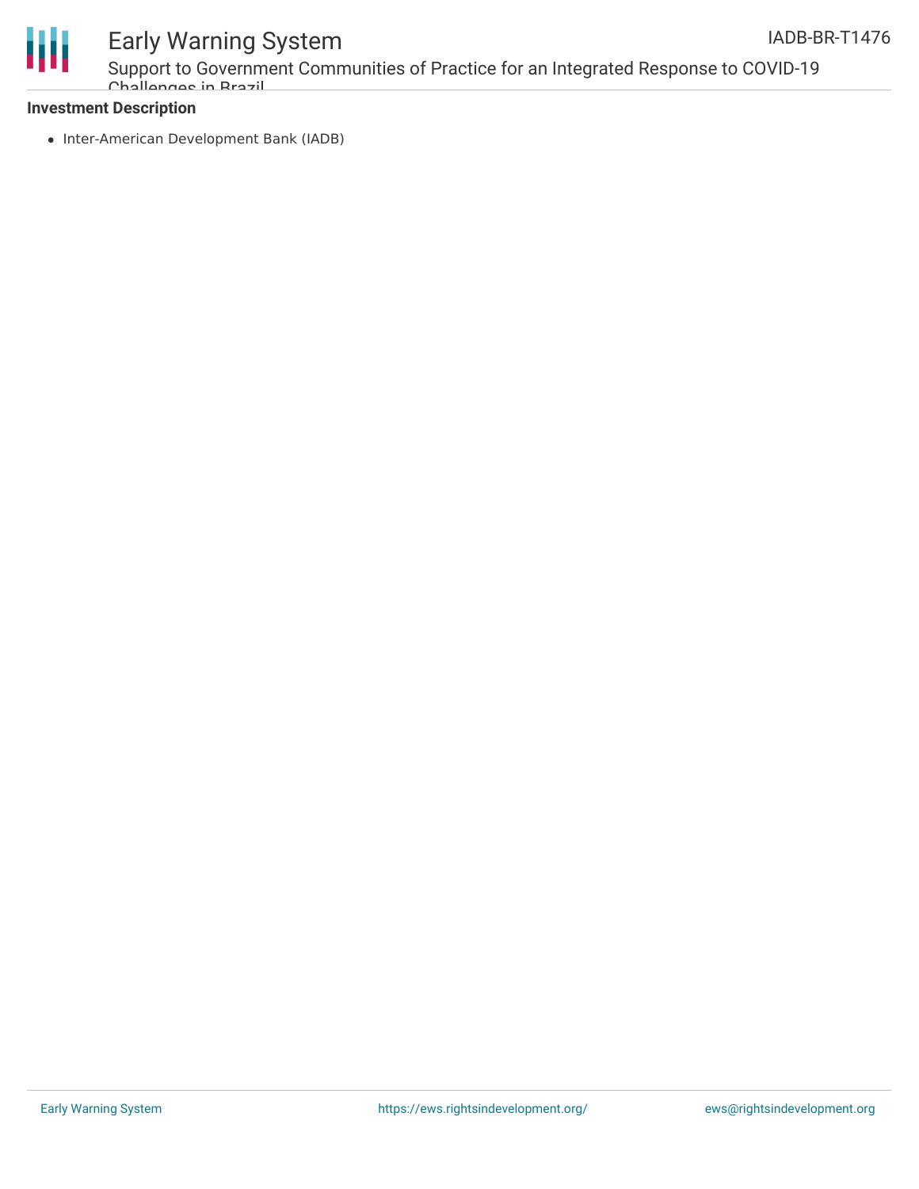**Investment Description**

- Inter-American Development Bank (IADB)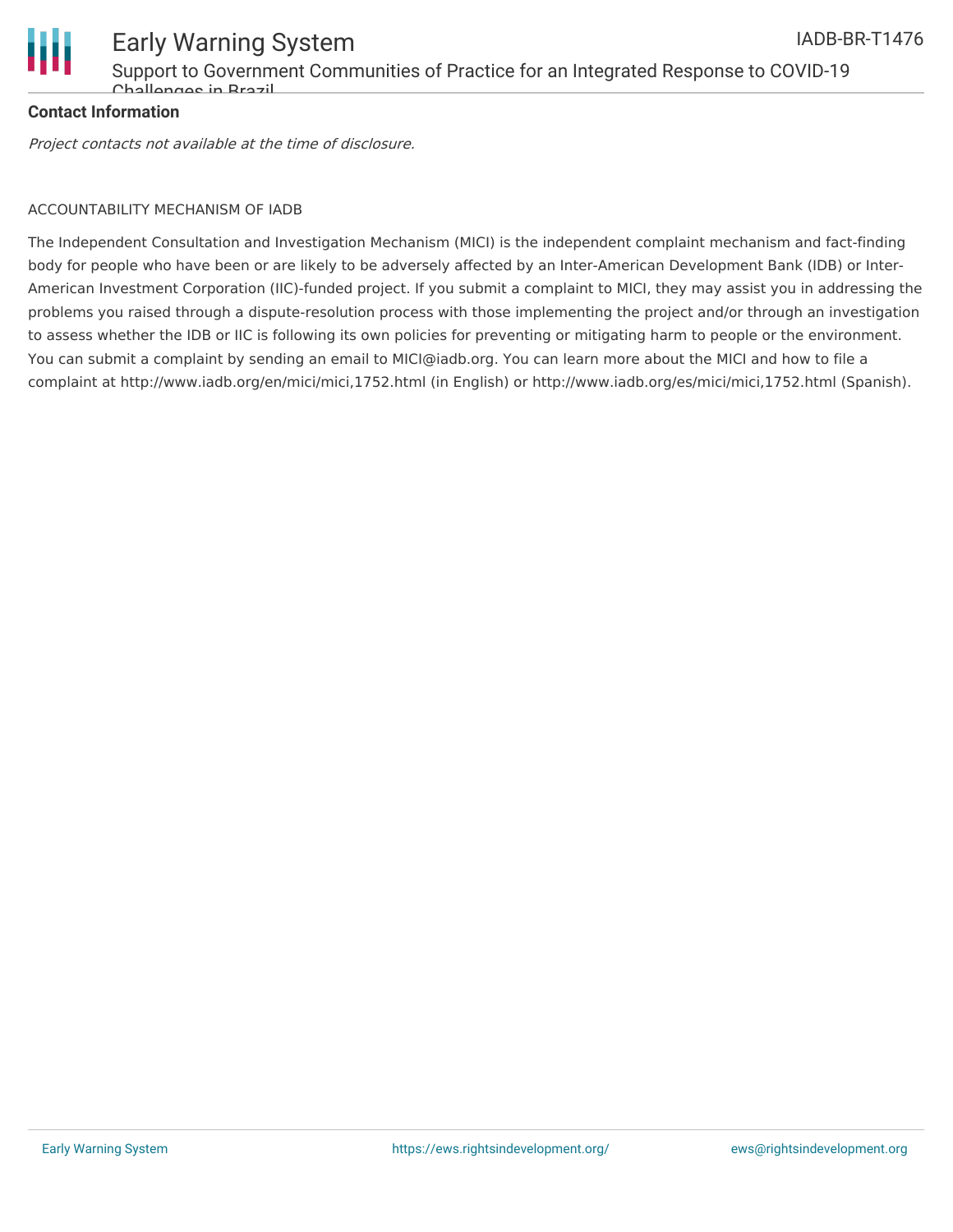**Contact Information**

*Project contacts not available at the time of disclosure.*

ACCOUNTABILITY MECHANISM OF IADB

The Independent Consultation and Investigation Mechanism (MICI) is the independent complaint mechanism and fact-finding body for people who have been or are likely to be adversely affected by an Inter-American Development Bank (IDB) or Inter-American Investment Corporation (IIC)-funded project. If you submit a complaint to MICI, they may assist you in addressing the problems you raised through a dispute-resolution process with those implementing the project and/or through an investigation to assess whether the IDB or IIC is following its own policies for preventing or mitigating harm to people or the environment. You can submit a complaint by sending an email to MICI@iadb.org. You can learn more about the MICI and how to file a complaint at http://www.iadb.org/en/mici/mici,1752.html (in English) or http://www.iadb.org/es/mici/mici,1752.html (Spanish).